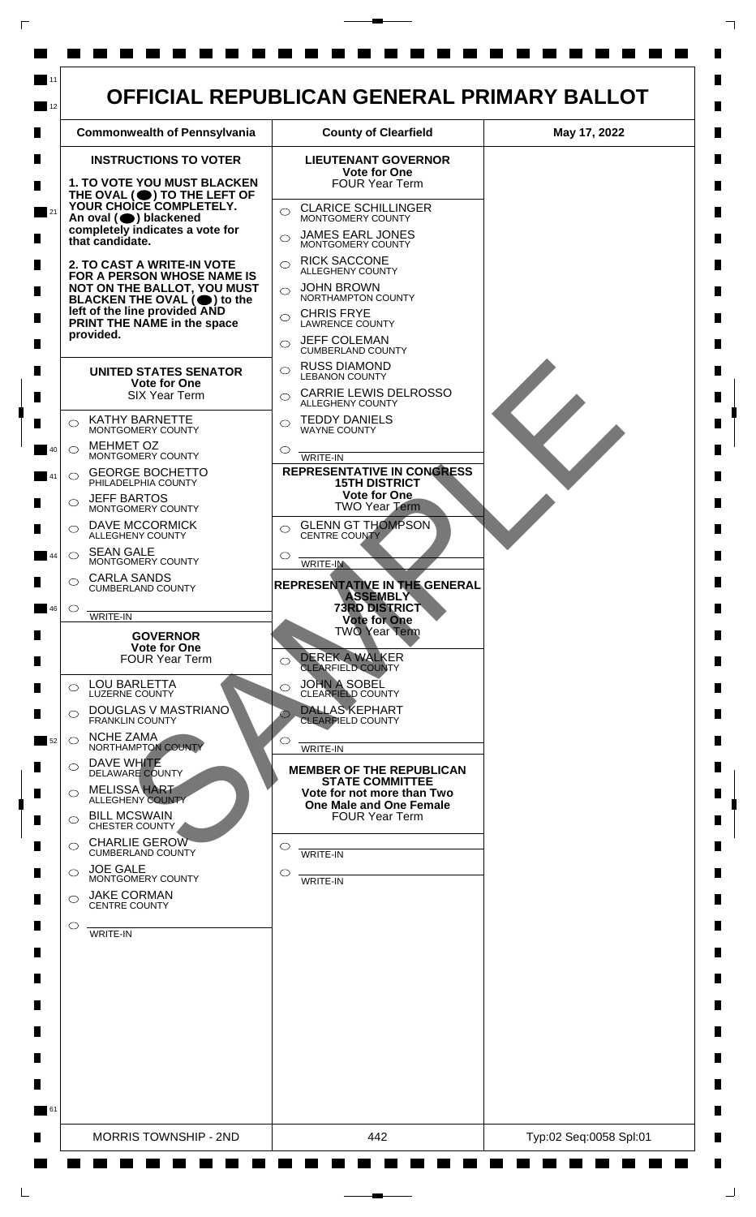# OFFICIAL REPUBLICAN GENERAL PRIMARY BALLOT

| Commonwealth of Pennsylvania | County of Clearfield | May 17, 2022 |
|---|---|---|

## INSTRUCTIONS TO VOTER

**1. TO VOTE YOU MUST BLACKEN THE OVAL (⬤) TO THE LEFT OF YOUR CHOICE COMPLETELY. An oval (⬤) blackened completely indicates a vote for that candidate.**

**2. TO CAST A WRITE-IN VOTE FOR A PERSON WHOSE NAME IS NOT ON THE BALLOT, YOU MUST BLACKEN THE OVAL (⬤) to the left of the line provided AND PRINT THE NAME in the space provided.**

## UNITED STATES SENATOR
**Vote for One**
SIX Year Term

- ○ KATHY BARNETTE — MONTGOMERY COUNTY
- ○ MEHMET OZ — MONTGOMERY COUNTY
- ○ GEORGE BOCHETTO — PHILADELPHIA COUNTY
- ○ JEFF BARTOS — MONTGOMERY COUNTY
- ○ DAVE MCCORMICK — ALLEGHENY COUNTY
- ○ SEAN GALE — MONTGOMERY COUNTY
- ○ CARLA SANDS — CUMBERLAND COUNTY
- ○ ______ WRITE-IN

## GOVERNOR
**Vote for One**
FOUR Year Term

- ○ LOU BARLETTA — LUZERNE COUNTY
- ○ DOUGLAS V MASTRIANO — FRANKLIN COUNTY
- ○ NCHE ZAMA — NORTHAMPTON COUNTY
- ○ DAVE WHITE — DELAWARE COUNTY
- ○ MELISSA HART — ALLEGHENY COUNTY
- ○ BILL MCSWAIN — CHESTER COUNTY
- ○ CHARLIE GEROW — CUMBERLAND COUNTY
- ○ JOE GALE — MONTGOMERY COUNTY
- ○ JAKE CORMAN — CENTRE COUNTY
- ○ ______ WRITE-IN

## LIEUTENANT GOVERNOR
**Vote for One**
FOUR Year Term

- ○ CLARICE SCHILLINGER — MONTGOMERY COUNTY
- ○ JAMES EARL JONES — MONTGOMERY COUNTY
- ○ RICK SACCONE — ALLEGHENY COUNTY
- ○ JOHN BROWN — NORTHAMPTON COUNTY
- ○ CHRIS FRYE — LAWRENCE COUNTY
- ○ JEFF COLEMAN — CUMBERLAND COUNTY
- ○ RUSS DIAMOND — LEBANON COUNTY
- ○ CARRIE LEWIS DELROSSO — ALLEGHENY COUNTY
- ○ TEDDY DANIELS — WAYNE COUNTY
- ○ ______ WRITE-IN

## REPRESENTATIVE IN CONGRESS 15TH DISTRICT
**Vote for One**
TWO Year Term

- ○ GLENN GT THOMPSON — CENTRE COUNTY
- ○ ______ WRITE-IN

## REPRESENTATIVE IN THE GENERAL ASSEMBLY 73RD DISTRICT
**Vote for One**
TWO Year Term

- ○ DEREK A WALKER — CLEARFIELD COUNTY
- ○ JOHN A SOBEL — CLEARFIELD COUNTY
- ○ DALLAS KEPHART — CLEARFIELD COUNTY
- ○ ______ WRITE-IN

## MEMBER OF THE REPUBLICAN STATE COMMITTEE
**Vote for not more than Two One Male and One Female**
FOUR Year Term

- ○ ______ WRITE-IN
- ○ ______ WRITE-IN

SAMPLE

| MORRIS TOWNSHIP - 2ND | 442 | Typ:02 Seq:0058 Spl:01 |
|---|---|---|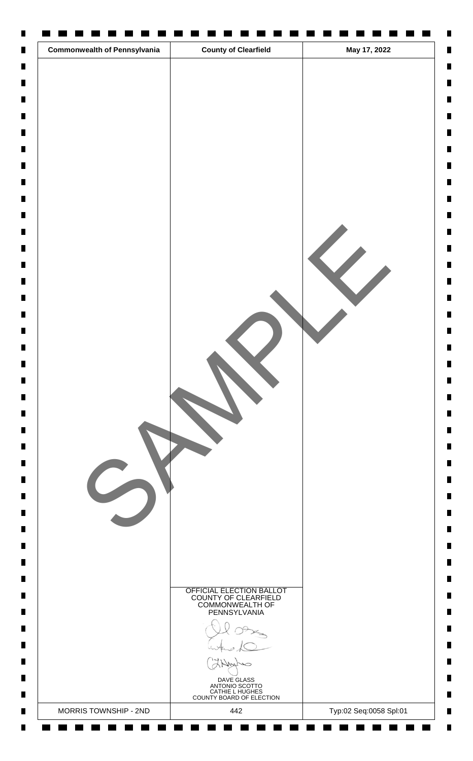| Commonwealth of Pennsylvania | County of Clearfield | May 17, 2022 |
|---|---|---|

SAMPLE

OFFICIAL ELECTION BALLOT
COUNTY OF CLEARFIELD
COMMONWEALTH OF
PENNSYLVANIA

DAVE GLASS
ANTONIO SCOTTO
CATHIE L HUGHES
COUNTY BOARD OF ELECTION

| MORRIS TOWNSHIP - 2ND | 442 | Typ:02 Seq:0058 Spl:01 |
|---|---|---|